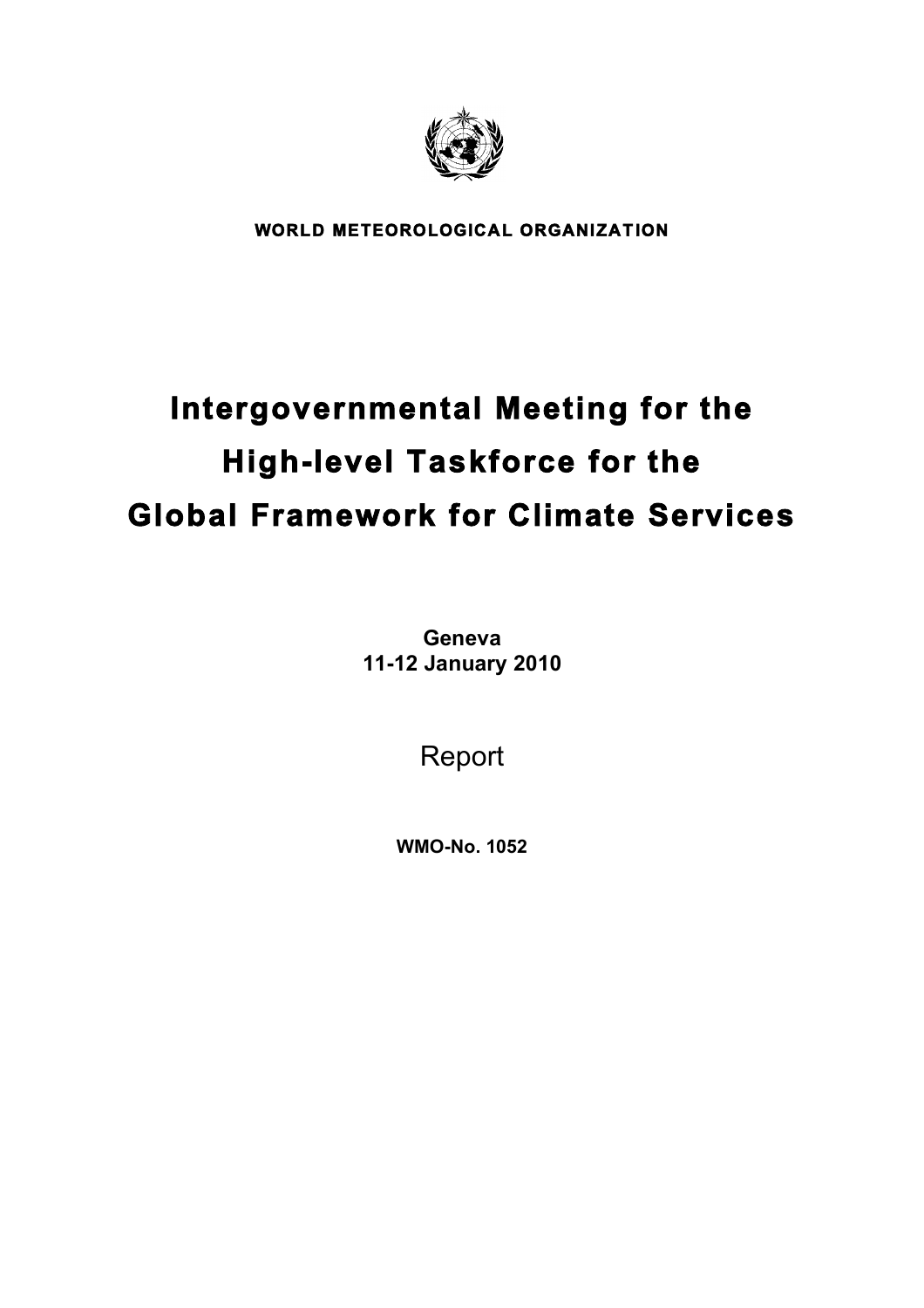**WORLD METEOROLOGICAL ORGANIZATION**

# Intergovernmental Meeting for the High-level Taskforce for the Global Framework for Climate Services

**Geneva**
**11-12 January 2010**

Report

**WMO-No. 1052**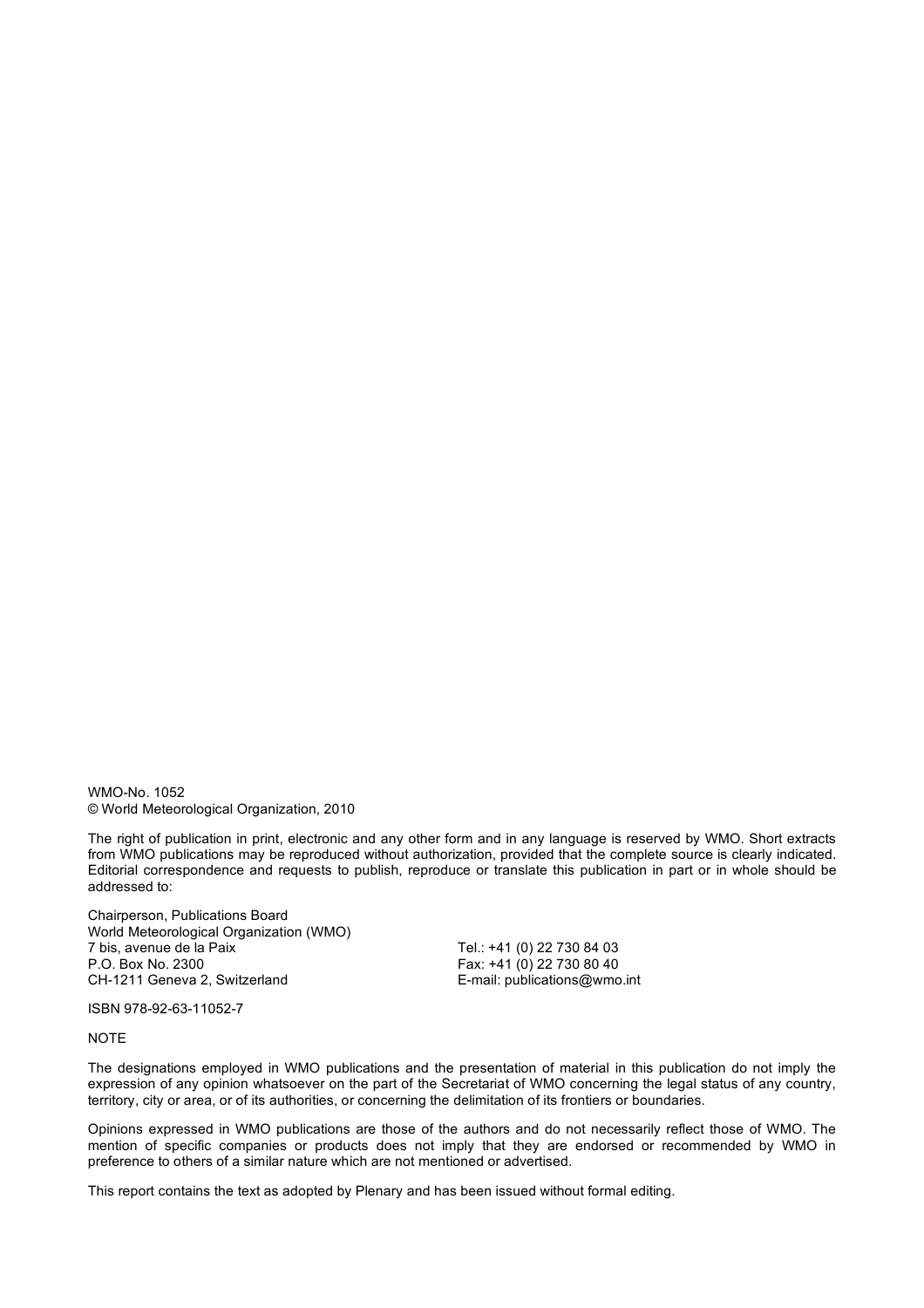WMO-No. 1052
© World Meteorological Organization, 2010

The right of publication in print, electronic and any other form and in any language is reserved by WMO. Short extracts from WMO publications may be reproduced without authorization, provided that the complete source is clearly indicated. Editorial correspondence and requests to publish, reproduce or translate this publication in part or in whole should be addressed to:

Chairperson, Publications Board
World Meteorological Organization (WMO)
7 bis, avenue de la Paix
P.O. Box No. 2300
CH-1211 Geneva 2, Switzerland

Tel.: +41 (0) 22 730 84 03
Fax: +41 (0) 22 730 80 40
E-mail: publications@wmo.int

ISBN 978-92-63-11052-7

NOTE

The designations employed in WMO publications and the presentation of material in this publication do not imply the expression of any opinion whatsoever on the part of the Secretariat of WMO concerning the legal status of any country, territory, city or area, or of its authorities, or concerning the delimitation of its frontiers or boundaries.

Opinions expressed in WMO publications are those of the authors and do not necessarily reflect those of WMO. The mention of specific companies or products does not imply that they are endorsed or recommended by WMO in preference to others of a similar nature which are not mentioned or advertised.

This report contains the text as adopted by Plenary and has been issued without formal editing.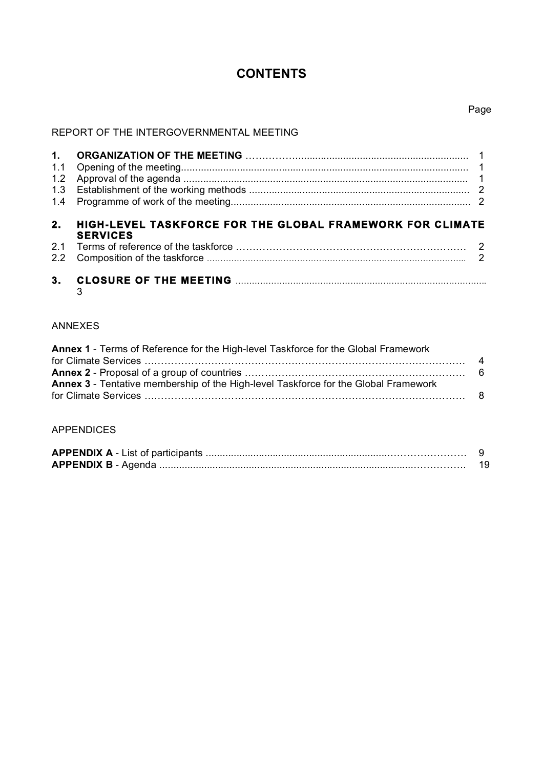# CONTENTS

Page

REPORT OF THE INTERGOVERNMENTAL MEETING

| | | |
|---|---|---|
| **1.** | **ORGANIZATION OF THE MEETING** | 1 |
| 1.1 | Opening of the meeting | 1 |
| 1.2 | Approval of the agenda | 1 |
| 1.3 | Establishment of the working methods | 2 |
| 1.4 | Programme of work of the meeting | 2 |
| **2.** | **HIGH-LEVEL TASKFORCE FOR THE GLOBAL FRAMEWORK FOR CLIMATE SERVICES** | |
| 2.1 | Terms of reference of the taskforce | 2 |
| 2.2 | Composition of the taskforce | 2 |
| **3.** | **CLOSURE OF THE MEETING** | 3 |

ANNEXES

| | |
|---|---|
| **Annex 1** - Terms of Reference for the High-level Taskforce for the Global Framework for Climate Services | 4 |
| **Annex 2** - Proposal of a group of countries | 6 |
| **Annex 3** - Tentative membership of the High-level Taskforce for the Global Framework for Climate Services | 8 |

APPENDICES

| | |
|---|---|
| **APPENDIX A** - List of participants | 9 |
| **APPENDIX B** - Agenda | 19 |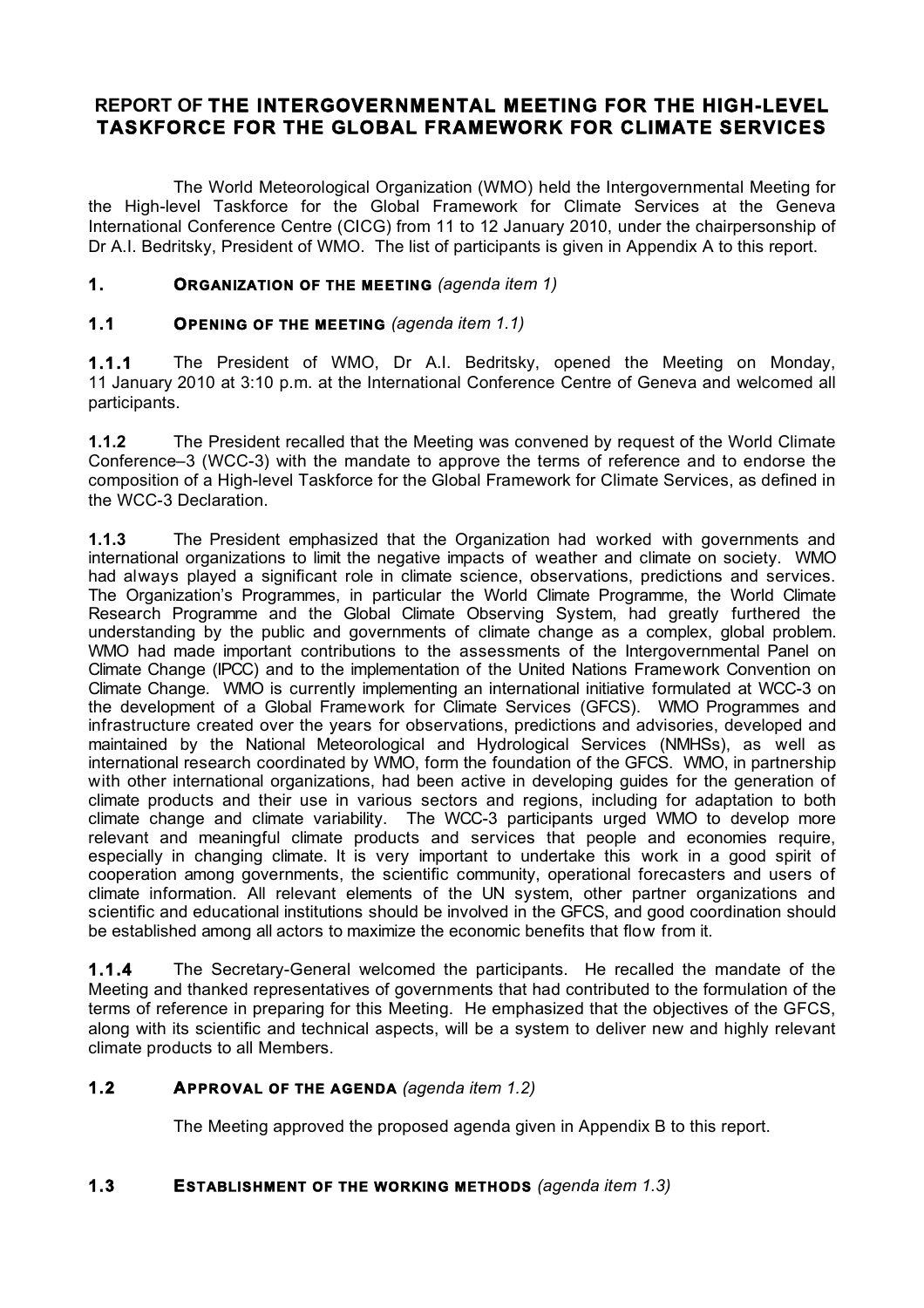# REPORT OF THE INTERGOVERNMENTAL MEETING FOR THE HIGH-LEVEL TASKFORCE FOR THE GLOBAL FRAMEWORK FOR CLIMATE SERVICES

The World Meteorological Organization (WMO) held the Intergovernmental Meeting for the High-level Taskforce for the Global Framework for Climate Services at the Geneva International Conference Centre (CICG) from 11 to 12 January 2010, under the chairpersonship of Dr A.I. Bedritsky, President of WMO. The list of participants is given in Appendix A to this report.

## 1. ORGANIZATION OF THE MEETING *(agenda item 1)*

### 1.1 OPENING OF THE MEETING *(agenda item 1.1)*

**1.1.1** The President of WMO, Dr A.I. Bedritsky, opened the Meeting on Monday, 11 January 2010 at 3:10 p.m. at the International Conference Centre of Geneva and welcomed all participants.

**1.1.2** The President recalled that the Meeting was convened by request of the World Climate Conference–3 (WCC-3) with the mandate to approve the terms of reference and to endorse the composition of a High-level Taskforce for the Global Framework for Climate Services, as defined in the WCC-3 Declaration.

**1.1.3** The President emphasized that the Organization had worked with governments and international organizations to limit the negative impacts of weather and climate on society. WMO had always played a significant role in climate science, observations, predictions and services. The Organization's Programmes, in particular the World Climate Programme, the World Climate Research Programme and the Global Climate Observing System, had greatly furthered the understanding by the public and governments of climate change as a complex, global problem. WMO had made important contributions to the assessments of the Intergovernmental Panel on Climate Change (IPCC) and to the implementation of the United Nations Framework Convention on Climate Change. WMO is currently implementing an international initiative formulated at WCC-3 on the development of a Global Framework for Climate Services (GFCS). WMO Programmes and infrastructure created over the years for observations, predictions and advisories, developed and maintained by the National Meteorological and Hydrological Services (NMHSs), as well as international research coordinated by WMO, form the foundation of the GFCS. WMO, in partnership with other international organizations, had been active in developing guides for the generation of climate products and their use in various sectors and regions, including for adaptation to both climate change and climate variability. The WCC-3 participants urged WMO to develop more relevant and meaningful climate products and services that people and economies require, especially in changing climate. It is very important to undertake this work in a good spirit of cooperation among governments, the scientific community, operational forecasters and users of climate information. All relevant elements of the UN system, other partner organizations and scientific and educational institutions should be involved in the GFCS, and good coordination should be established among all actors to maximize the economic benefits that flow from it.

**1.1.4** The Secretary-General welcomed the participants. He recalled the mandate of the Meeting and thanked representatives of governments that had contributed to the formulation of the terms of reference in preparing for this Meeting. He emphasized that the objectives of the GFCS, along with its scientific and technical aspects, will be a system to deliver new and highly relevant climate products to all Members.

### 1.2 APPROVAL OF THE AGENDA *(agenda item 1.2)*

The Meeting approved the proposed agenda given in Appendix B to this report.

### 1.3 ESTABLISHMENT OF THE WORKING METHODS *(agenda item 1.3)*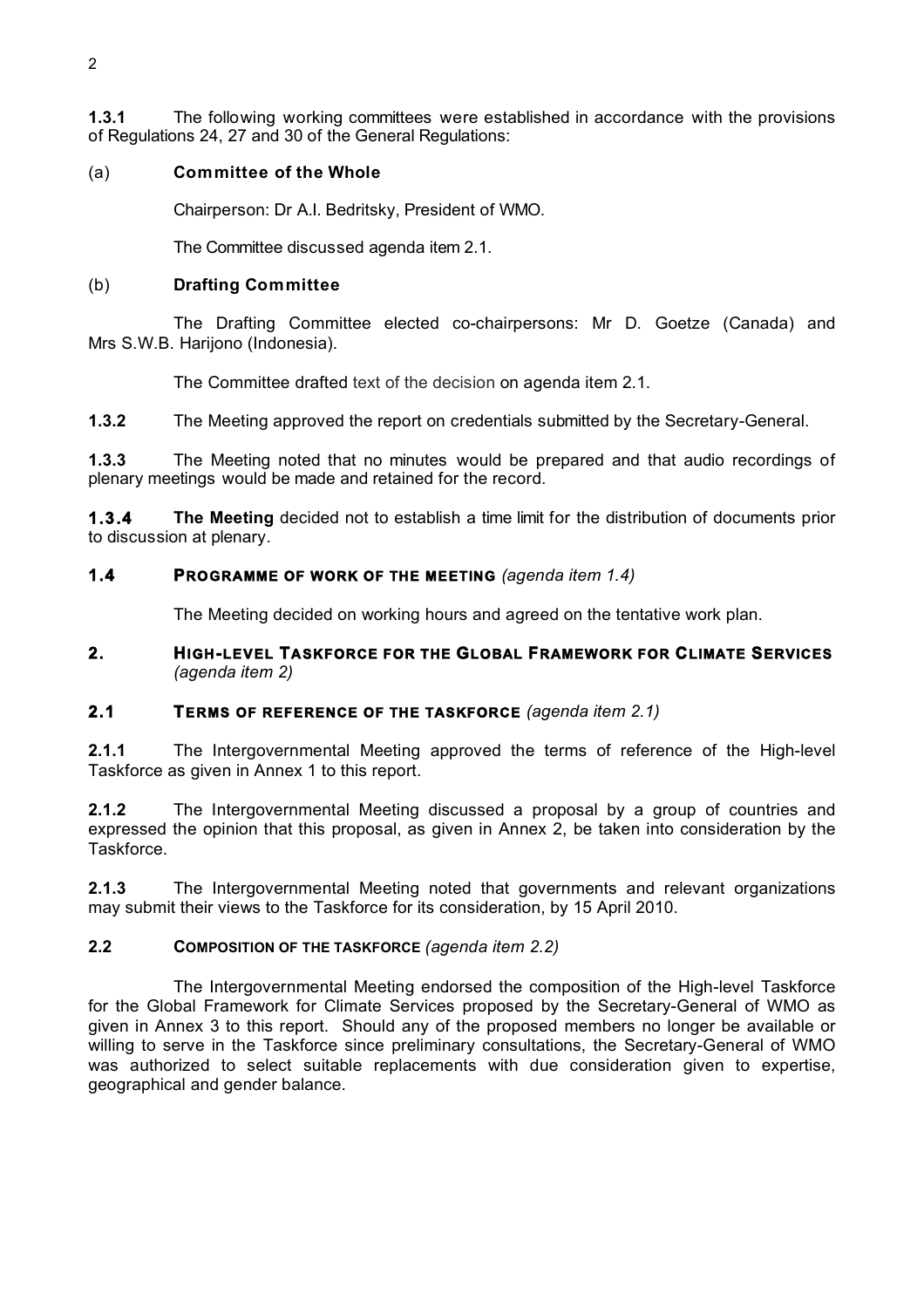**1.3.1** The following working committees were established in accordance with the provisions of Regulations 24, 27 and 30 of the General Regulations:

(a) **Committee of the Whole**

Chairperson: Dr A.I. Bedritsky, President of WMO.

The Committee discussed agenda item 2.1.

(b) **Drafting Committee**

The Drafting Committee elected co-chairpersons: Mr D. Goetze (Canada) and Mrs S.W.B. Harijono (Indonesia).

The Committee drafted text of the decision on agenda item 2.1.

**1.3.2** The Meeting approved the report on credentials submitted by the Secretary-General.

**1.3.3** The Meeting noted that no minutes would be prepared and that audio recordings of plenary meetings would be made and retained for the record.

**1.3.4** **The Meeting** decided not to establish a time limit for the distribution of documents prior to discussion at plenary.

### 1.4 PROGRAMME OF WORK OF THE MEETING *(agenda item 1.4)*

The Meeting decided on working hours and agreed on the tentative work plan.

## 2. HIGH-LEVEL TASKFORCE FOR THE GLOBAL FRAMEWORK FOR CLIMATE SERVICES *(agenda item 2)*

### 2.1 TERMS OF REFERENCE OF THE TASKFORCE *(agenda item 2.1)*

**2.1.1** The Intergovernmental Meeting approved the terms of reference of the High-level Taskforce as given in Annex 1 to this report.

**2.1.2** The Intergovernmental Meeting discussed a proposal by a group of countries and expressed the opinion that this proposal, as given in Annex 2, be taken into consideration by the Taskforce.

**2.1.3** The Intergovernmental Meeting noted that governments and relevant organizations may submit their views to the Taskforce for its consideration, by 15 April 2010.

### 2.2 COMPOSITION OF THE TASKFORCE *(agenda item 2.2)*

The Intergovernmental Meeting endorsed the composition of the High-level Taskforce for the Global Framework for Climate Services proposed by the Secretary-General of WMO as given in Annex 3 to this report. Should any of the proposed members no longer be available or willing to serve in the Taskforce since preliminary consultations, the Secretary-General of WMO was authorized to select suitable replacements with due consideration given to expertise, geographical and gender balance.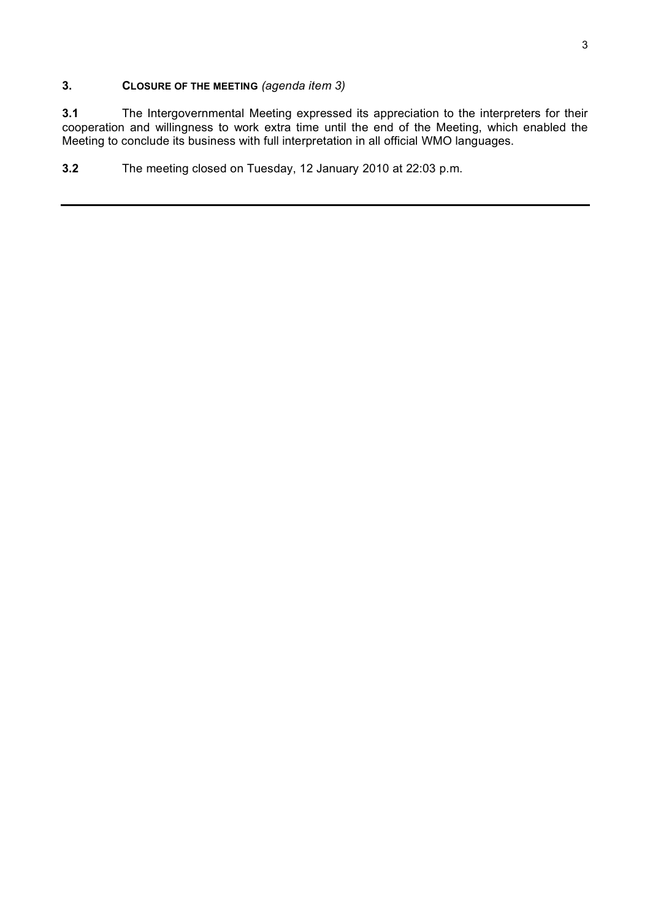## 3. CLOSURE OF THE MEETING *(agenda item 3)*

**3.1** The Intergovernmental Meeting expressed its appreciation to the interpreters for their cooperation and willingness to work extra time until the end of the Meeting, which enabled the Meeting to conclude its business with full interpretation in all official WMO languages.

**3.2** The meeting closed on Tuesday, 12 January 2010 at 22:03 p.m.

---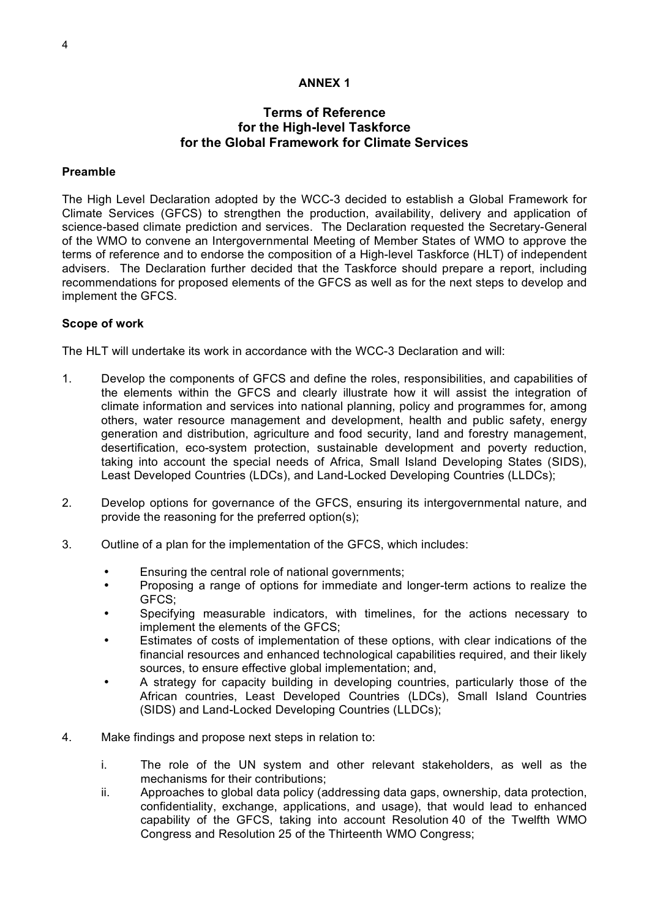## ANNEX 1

### Terms of Reference for the High-level Taskforce for the Global Framework for Climate Services

**Preamble**

The High Level Declaration adopted by the WCC-3 decided to establish a Global Framework for Climate Services (GFCS) to strengthen the production, availability, delivery and application of science-based climate prediction and services. The Declaration requested the Secretary-General of the WMO to convene an Intergovernmental Meeting of Member States of WMO to approve the terms of reference and to endorse the composition of a High-level Taskforce (HLT) of independent advisers. The Declaration further decided that the Taskforce should prepare a report, including recommendations for proposed elements of the GFCS as well as for the next steps to develop and implement the GFCS.

**Scope of work**

The HLT will undertake its work in accordance with the WCC-3 Declaration and will:

1. Develop the components of GFCS and define the roles, responsibilities, and capabilities of the elements within the GFCS and clearly illustrate how it will assist the integration of climate information and services into national planning, policy and programmes for, among others, water resource management and development, health and public safety, energy generation and distribution, agriculture and food security, land and forestry management, desertification, eco-system protection, sustainable development and poverty reduction, taking into account the special needs of Africa, Small Island Developing States (SIDS), Least Developed Countries (LDCs), and Land-Locked Developing Countries (LLDCs);

2. Develop options for governance of the GFCS, ensuring its intergovernmental nature, and provide the reasoning for the preferred option(s);

3. Outline of a plan for the implementation of the GFCS, which includes:
   - Ensuring the central role of national governments;
   - Proposing a range of options for immediate and longer-term actions to realize the GFCS;
   - Specifying measurable indicators, with timelines, for the actions necessary to implement the elements of the GFCS;
   - Estimates of costs of implementation of these options, with clear indications of the financial resources and enhanced technological capabilities required, and their likely sources, to ensure effective global implementation; and,
   - A strategy for capacity building in developing countries, particularly those of the African countries, Least Developed Countries (LDCs), Small Island Countries (SIDS) and Land-Locked Developing Countries (LLDCs);

4. Make findings and propose next steps in relation to:
   i. The role of the UN system and other relevant stakeholders, as well as the mechanisms for their contributions;
   ii. Approaches to global data policy (addressing data gaps, ownership, data protection, confidentiality, exchange, applications, and usage), that would lead to enhanced capability of the GFCS, taking into account Resolution 40 of the Twelfth WMO Congress and Resolution 25 of the Thirteenth WMO Congress;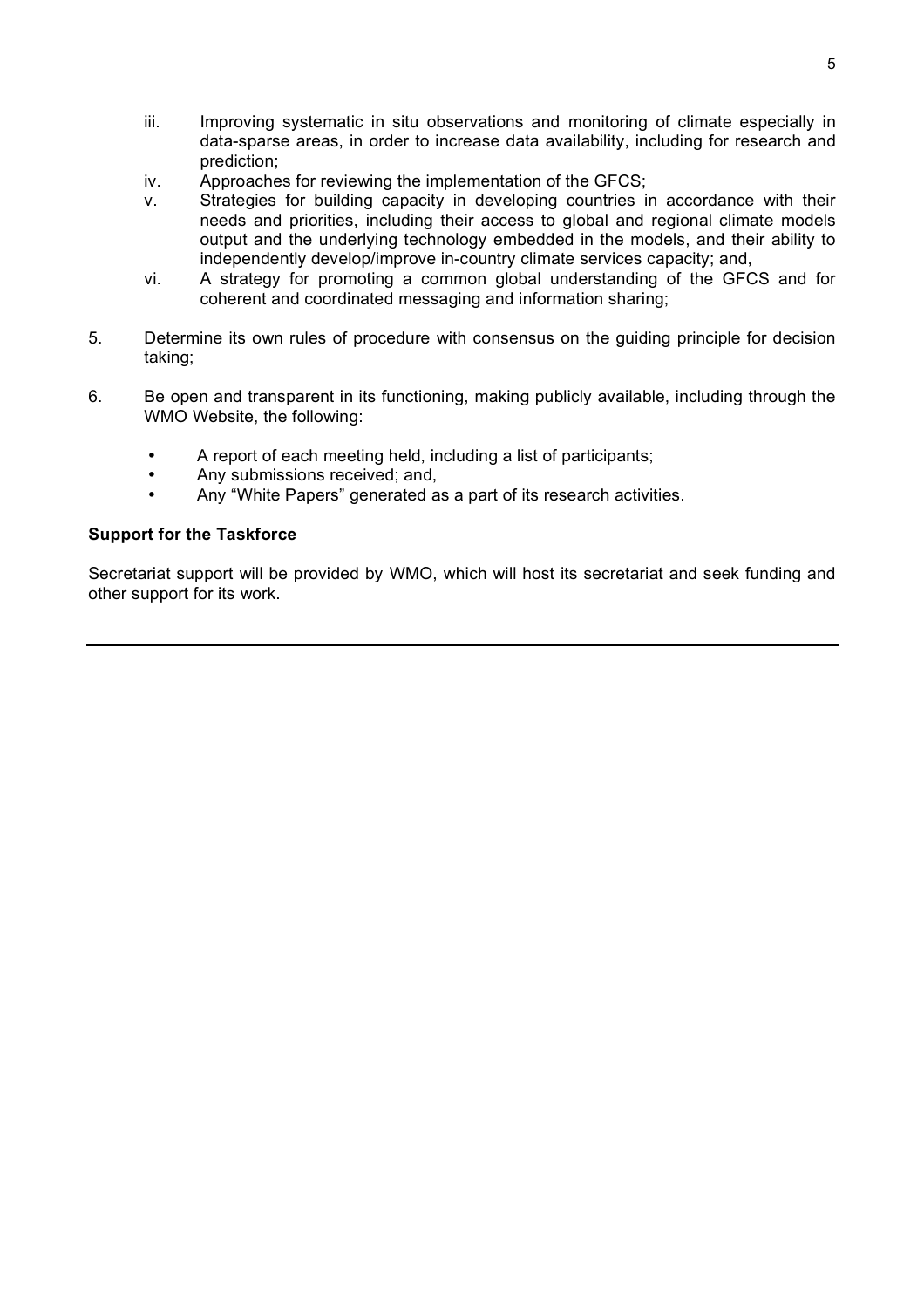iii. Improving systematic in situ observations and monitoring of climate especially in data-sparse areas, in order to increase data availability, including for research and prediction;
iv. Approaches for reviewing the implementation of the GFCS;
v. Strategies for building capacity in developing countries in accordance with their needs and priorities, including their access to global and regional climate models output and the underlying technology embedded in the models, and their ability to independently develop/improve in-country climate services capacity; and,
vi. A strategy for promoting a common global understanding of the GFCS and for coherent and coordinated messaging and information sharing;

5. Determine its own rules of procedure with consensus on the guiding principle for decision taking;

6. Be open and transparent in its functioning, making publicly available, including through the WMO Website, the following:

   - A report of each meeting held, including a list of participants;
   - Any submissions received; and,
   - Any "White Papers" generated as a part of its research activities.

**Support for the Taskforce**

Secretariat support will be provided by WMO, which will host its secretariat and seek funding and other support for its work.

---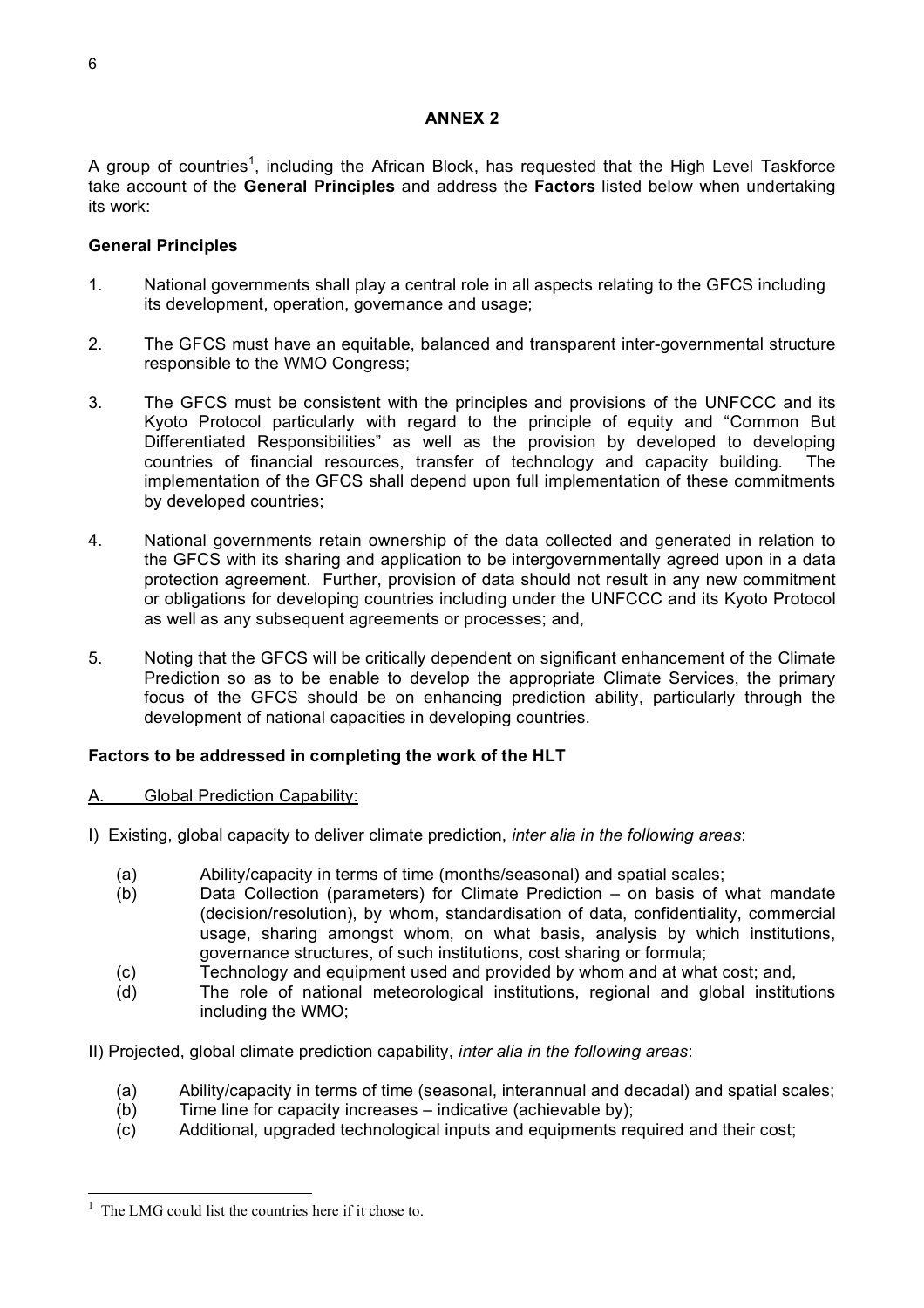# ANNEX 2

A group of countries[1], including the African Block, has requested that the High Level Taskforce take account of the **General Principles** and address the **Factors** listed below when undertaking its work:

## General Principles

1. National governments shall play a central role in all aspects relating to the GFCS including its development, operation, governance and usage;

2. The GFCS must have an equitable, balanced and transparent inter-governmental structure responsible to the WMO Congress;

3. The GFCS must be consistent with the principles and provisions of the UNFCCC and its Kyoto Protocol particularly with regard to the principle of equity and "Common But Differentiated Responsibilities" as well as the provision by developed to developing countries of financial resources, transfer of technology and capacity building. The implementation of the GFCS shall depend upon full implementation of these commitments by developed countries;

4. National governments retain ownership of the data collected and generated in relation to the GFCS with its sharing and application to be intergovernmentally agreed upon in a data protection agreement. Further, provision of data should not result in any new commitment or obligations for developing countries including under the UNFCCC and its Kyoto Protocol as well as any subsequent agreements or processes; and,

5. Noting that the GFCS will be critically dependent on significant enhancement of the Climate Prediction so as to be enable to develop the appropriate Climate Services, the primary focus of the GFCS should be on enhancing prediction ability, particularly through the development of national capacities in developing countries.

## Factors to be addressed in completing the work of the HLT

A. Global Prediction Capability:

I) Existing, global capacity to deliver climate prediction, *inter alia in the following areas*:

(a) Ability/capacity in terms of time (months/seasonal) and spatial scales;
(b) Data Collection (parameters) for Climate Prediction – on basis of what mandate (decision/resolution), by whom, standardisation of data, confidentiality, commercial usage, sharing amongst whom, on what basis, analysis by which institutions, governance structures, of such institutions, cost sharing or formula;
(c) Technology and equipment used and provided by whom and at what cost; and,
(d) The role of national meteorological institutions, regional and global institutions including the WMO;

II) Projected, global climate prediction capability, *inter alia in the following areas*:

(a) Ability/capacity in terms of time (seasonal, interannual and decadal) and spatial scales;
(b) Time line for capacity increases – indicative (achievable by);
(c) Additional, upgraded technological inputs and equipments required and their cost;

[1] The LMG could list the countries here if it chose to.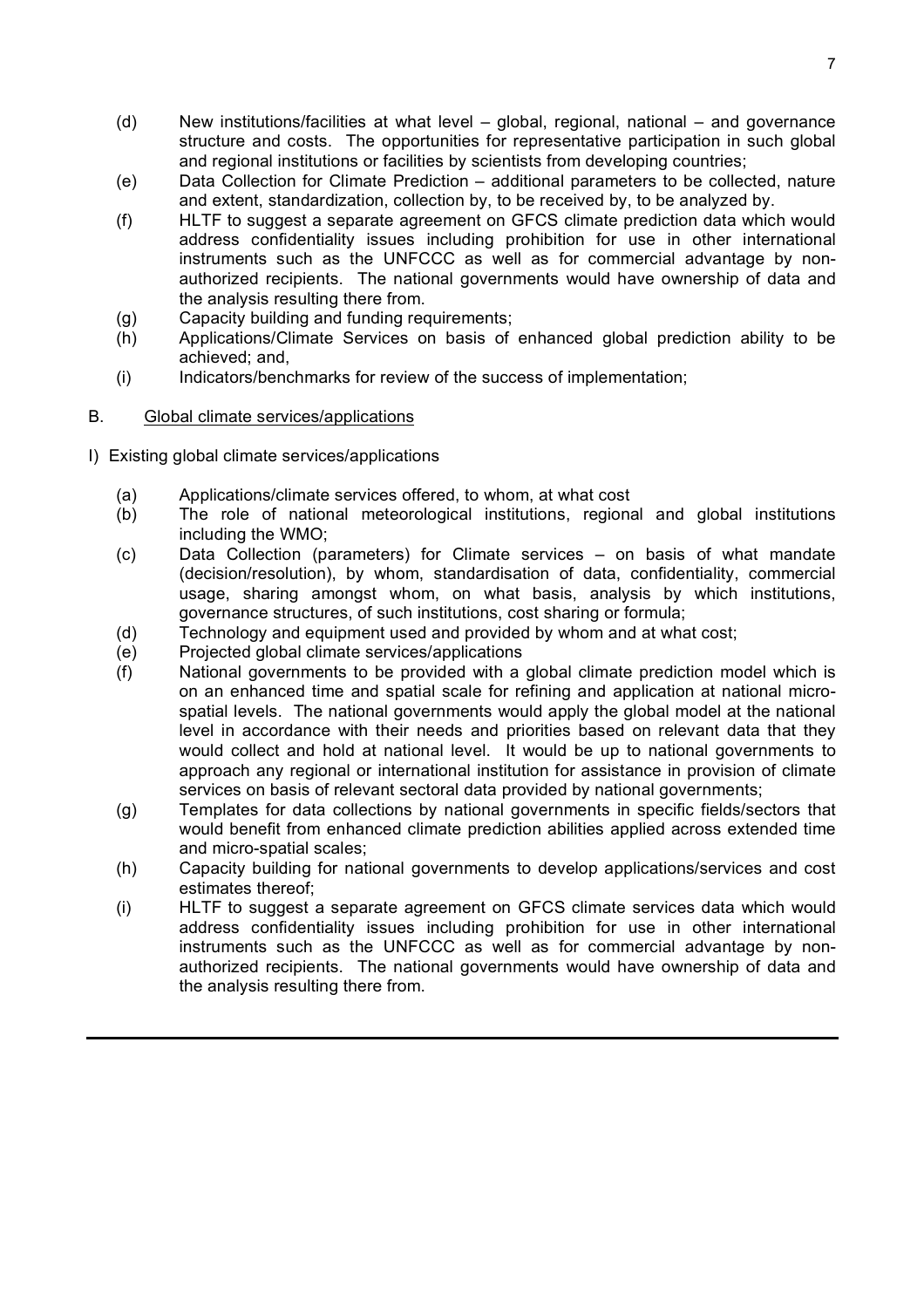(d) New institutions/facilities at what level – global, regional, national – and governance structure and costs. The opportunities for representative participation in such global and regional institutions or facilities by scientists from developing countries;

(e) Data Collection for Climate Prediction – additional parameters to be collected, nature and extent, standardization, collection by, to be received by, to be analyzed by.

(f) HLTF to suggest a separate agreement on GFCS climate prediction data which would address confidentiality issues including prohibition for use in other international instruments such as the UNFCCC as well as for commercial advantage by non-authorized recipients. The national governments would have ownership of data and the analysis resulting there from.

(g) Capacity building and funding requirements;

(h) Applications/Climate Services on basis of enhanced global prediction ability to be achieved; and,

(i) Indicators/benchmarks for review of the success of implementation;

B. <u>Global climate services/applications</u>

I) Existing global climate services/applications

(a) Applications/climate services offered, to whom, at what cost

(b) The role of national meteorological institutions, regional and global institutions including the WMO;

(c) Data Collection (parameters) for Climate services – on basis of what mandate (decision/resolution), by whom, standardisation of data, confidentiality, commercial usage, sharing amongst whom, on what basis, analysis by which institutions, governance structures, of such institutions, cost sharing or formula;

(d) Technology and equipment used and provided by whom and at what cost;

(e) Projected global climate services/applications

(f) National governments to be provided with a global climate prediction model which is on an enhanced time and spatial scale for refining and application at national micro-spatial levels. The national governments would apply the global model at the national level in accordance with their needs and priorities based on relevant data that they would collect and hold at national level. It would be up to national governments to approach any regional or international institution for assistance in provision of climate services on basis of relevant sectoral data provided by national governments;

(g) Templates for data collections by national governments in specific fields/sectors that would benefit from enhanced climate prediction abilities applied across extended time and micro-spatial scales;

(h) Capacity building for national governments to develop applications/services and cost estimates thereof;

(i) HLTF to suggest a separate agreement on GFCS climate services data which would address confidentiality issues including prohibition for use in other international instruments such as the UNFCCC as well as for commercial advantage by non-authorized recipients. The national governments would have ownership of data and the analysis resulting there from.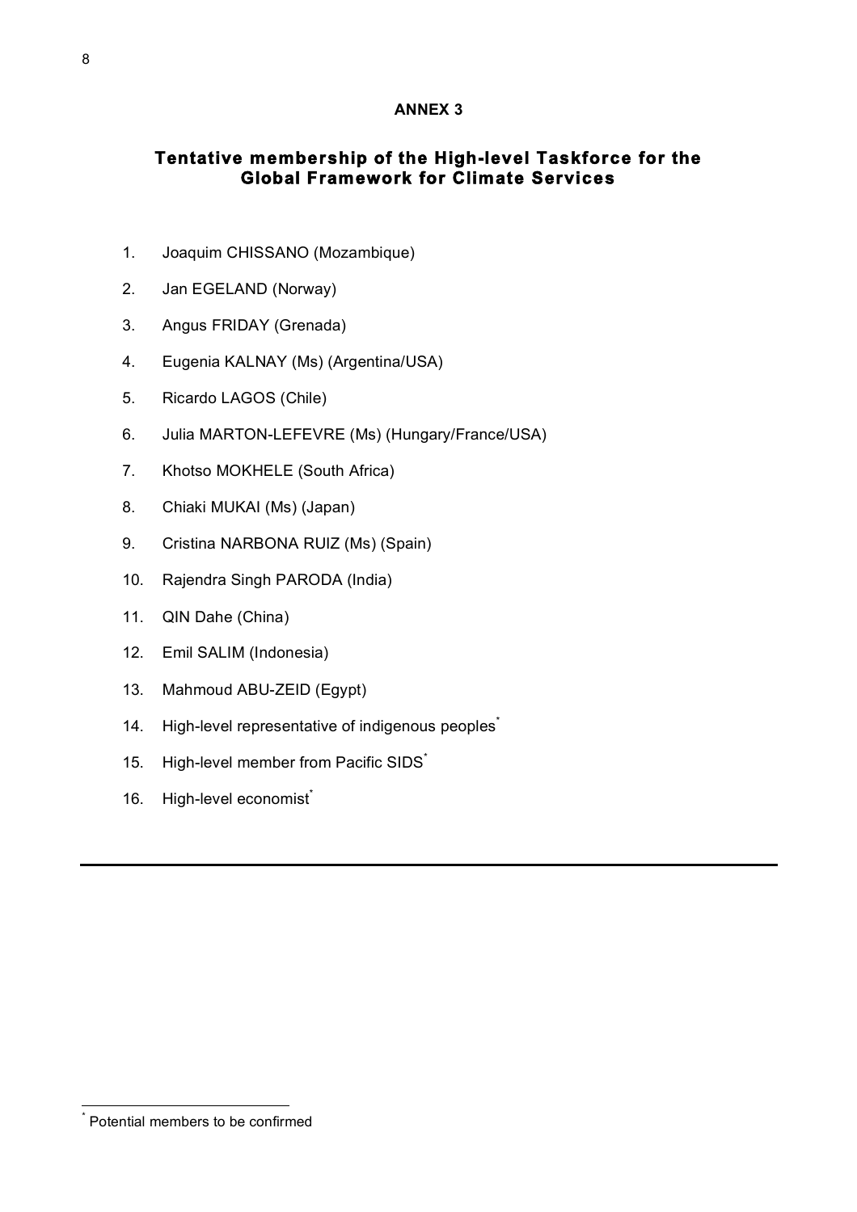**ANNEX 3**

## Tentative membership of the High-level Taskforce for the Global Framework for Climate Services

1. Joaquim CHISSANO (Mozambique)
2. Jan EGELAND (Norway)
3. Angus FRIDAY (Grenada)
4. Eugenia KALNAY (Ms) (Argentina/USA)
5. Ricardo LAGOS (Chile)
6. Julia MARTON-LEFEVRE (Ms) (Hungary/France/USA)
7. Khotso MOKHELE (South Africa)
8. Chiaki MUKAI (Ms) (Japan)
9. Cristina NARBONA RUIZ (Ms) (Spain)
10. Rajendra Singh PARODA (India)
11. QIN Dahe (China)
12. Emil SALIM (Indonesia)
13. Mahmoud ABU-ZEID (Egypt)
14. High-level representative of indigenous peoples[*]
15. High-level member from Pacific SIDS[*]
16. High-level economist[*]

---

[*] Potential members to be confirmed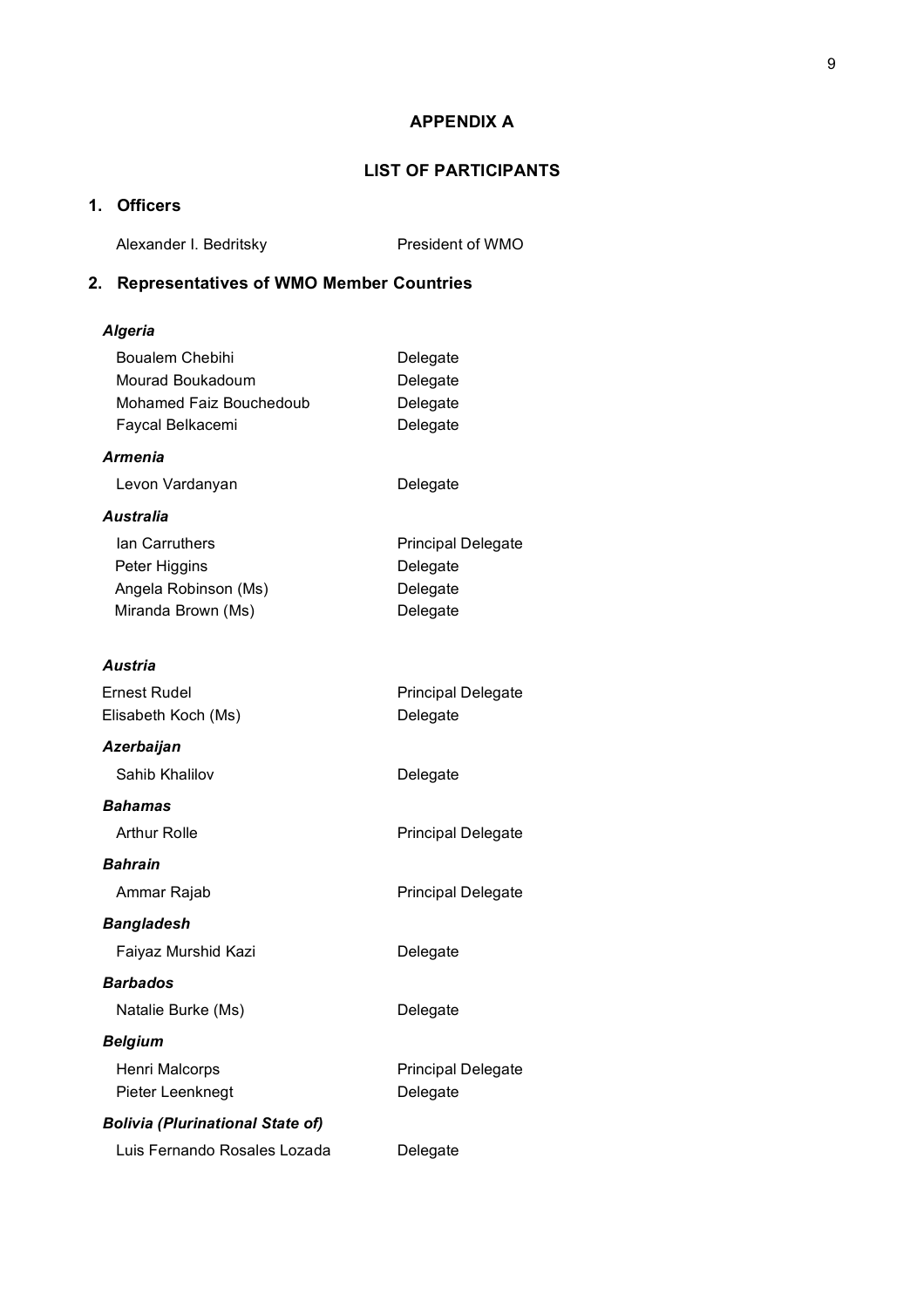# APPENDIX A

## LIST OF PARTICIPANTS

### 1. Officers

| | |
|---|---|
| Alexander I. Bedritsky | President of WMO |

### 2. Representatives of WMO Member Countries

***Algeria***

| | |
|---|---|
| Boualem Chebihi | Delegate |
| Mourad Boukadoum | Delegate |
| Mohamed Faiz Bouchedoub | Delegate |
| Faycal Belkacemi | Delegate |

***Armenia***

| | |
|---|---|
| Levon Vardanyan | Delegate |

***Australia***

| | |
|---|---|
| Ian Carruthers | Principal Delegate |
| Peter Higgins | Delegate |
| Angela Robinson (Ms) | Delegate |
| Miranda Brown (Ms) | Delegate |

***Austria***

| | |
|---|---|
| Ernest Rudel | Principal Delegate |
| Elisabeth Koch (Ms) | Delegate |

***Azerbaijan***

| | |
|---|---|
| Sahib Khalilov | Delegate |

***Bahamas***

| | |
|---|---|
| Arthur Rolle | Principal Delegate |

***Bahrain***

| | |
|---|---|
| Ammar Rajab | Principal Delegate |

***Bangladesh***

| | |
|---|---|
| Faiyaz Murshid Kazi | Delegate |

***Barbados***

| | |
|---|---|
| Natalie Burke (Ms) | Delegate |

***Belgium***

| | |
|---|---|
| Henri Malcorps | Principal Delegate |
| Pieter Leenknegt | Delegate |

***Bolivia (Plurinational State of)***

| | |
|---|---|
| Luis Fernando Rosales Lozada | Delegate |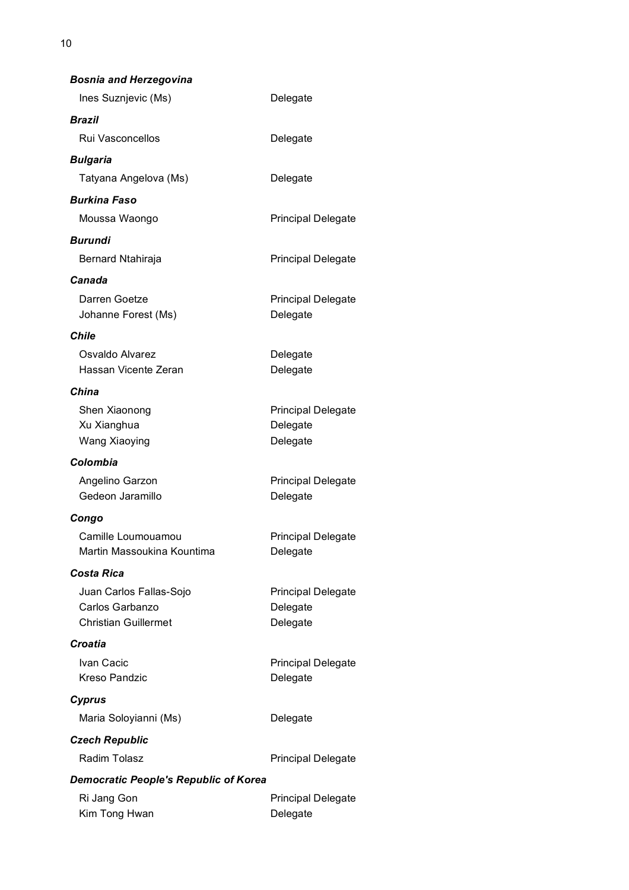***Bosnia and Herzegovina***

| | |
|---|---|
| Ines Suznjevic (Ms) | Delegate |

***Brazil***

| | |
|---|---|
| Rui Vasconcellos | Delegate |

***Bulgaria***

| | |
|---|---|
| Tatyana Angelova (Ms) | Delegate |

***Burkina Faso***

| | |
|---|---|
| Moussa Waongo | Principal Delegate |

***Burundi***

| | |
|---|---|
| Bernard Ntahiraja | Principal Delegate |

***Canada***

| | |
|---|---|
| Darren Goetze | Principal Delegate |
| Johanne Forest (Ms) | Delegate |

***Chile***

| | |
|---|---|
| Osvaldo Alvarez | Delegate |
| Hassan Vicente Zeran | Delegate |

***China***

| | |
|---|---|
| Shen Xiaonong | Principal Delegate |
| Xu Xianghua | Delegate |
| Wang Xiaoying | Delegate |

***Colombia***

| | |
|---|---|
| Angelino Garzon | Principal Delegate |
| Gedeon Jaramillo | Delegate |

***Congo***

| | |
|---|---|
| Camille Loumouamou | Principal Delegate |
| Martin Massoukina Kountima | Delegate |

***Costa Rica***

| | |
|---|---|
| Juan Carlos Fallas-Sojo | Principal Delegate |
| Carlos Garbanzo | Delegate |
| Christian Guillermet | Delegate |

***Croatia***

| | |
|---|---|
| Ivan Cacic | Principal Delegate |
| Kreso Pandzic | Delegate |

***Cyprus***

| | |
|---|---|
| Maria Soloyianni (Ms) | Delegate |

***Czech Republic***

| | |
|---|---|
| Radim Tolasz | Principal Delegate |

***Democratic People's Republic of Korea***

| | |
|---|---|
| Ri Jang Gon | Principal Delegate |
| Kim Tong Hwan | Delegate |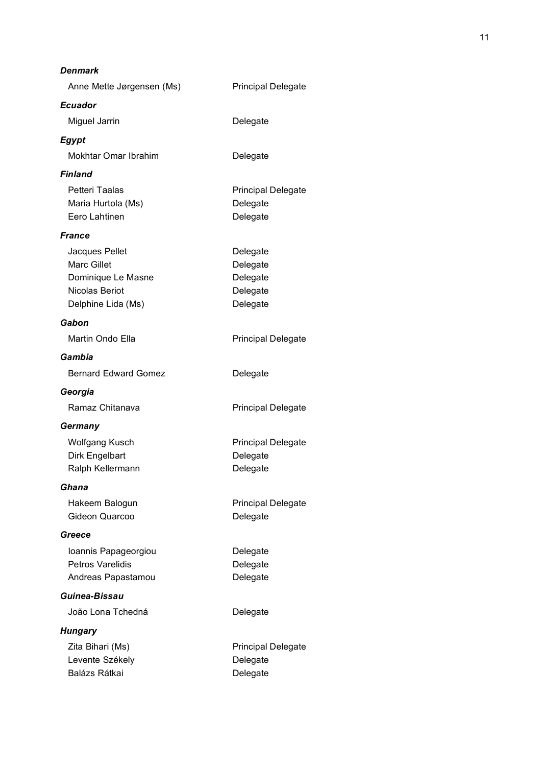***Denmark***

| | |
|---|---|
| Anne Mette Jørgensen (Ms) | Principal Delegate |

***Ecuador***

| | |
|---|---|
| Miguel Jarrin | Delegate |

***Egypt***

| | |
|---|---|
| Mokhtar Omar Ibrahim | Delegate |

***Finland***

| | |
|---|---|
| Petteri Taalas | Principal Delegate |
| Maria Hurtola (Ms) | Delegate |
| Eero Lahtinen | Delegate |

***France***

| | |
|---|---|
| Jacques Pellet | Delegate |
| Marc Gillet | Delegate |
| Dominique Le Masne | Delegate |
| Nicolas Beriot | Delegate |
| Delphine Lida (Ms) | Delegate |

***Gabon***

| | |
|---|---|
| Martin Ondo Ella | Principal Delegate |

***Gambia***

| | |
|---|---|
| Bernard Edward Gomez | Delegate |

***Georgia***

| | |
|---|---|
| Ramaz Chitanava | Principal Delegate |

***Germany***

| | |
|---|---|
| Wolfgang Kusch | Principal Delegate |
| Dirk Engelbart | Delegate |
| Ralph Kellermann | Delegate |

***Ghana***

| | |
|---|---|
| Hakeem Balogun | Principal Delegate |
| Gideon Quarcoo | Delegate |

***Greece***

| | |
|---|---|
| Ioannis Papageorgiou | Delegate |
| Petros Varelidis | Delegate |
| Andreas Papastamou | Delegate |

***Guinea-Bissau***

| | |
|---|---|
| João Lona Tchedná | Delegate |

***Hungary***

| | |
|---|---|
| Zita Bihari (Ms) | Principal Delegate |
| Levente Székely | Delegate |
| Balázs Rátkai | Delegate |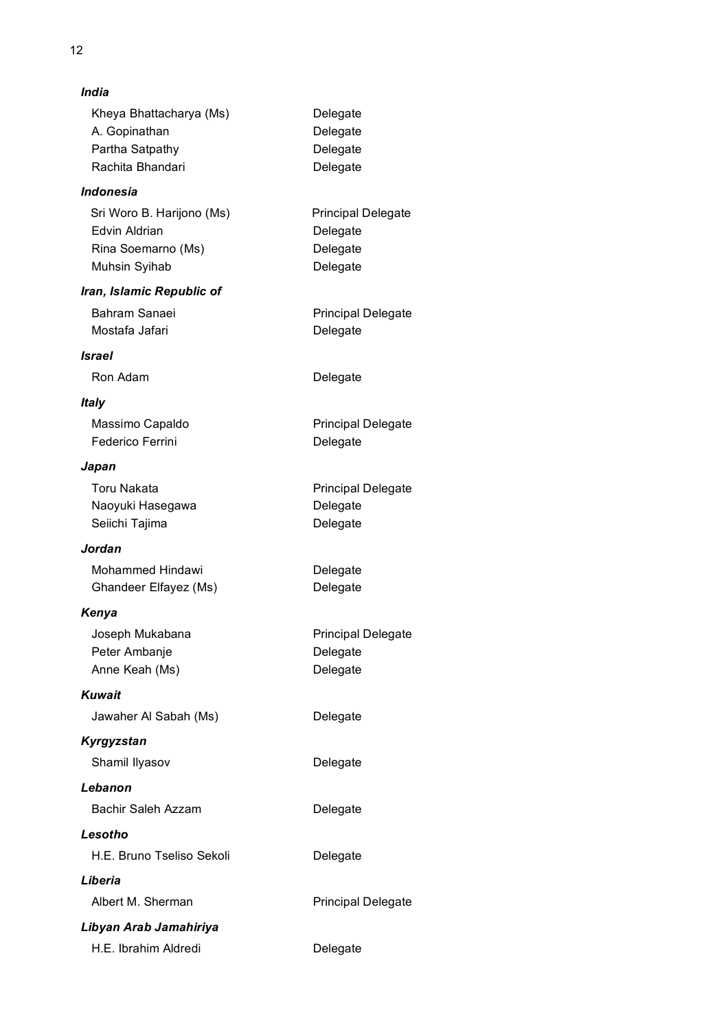***India***

| | |
|---|---|
| Kheya Bhattacharya (Ms) | Delegate |
| A. Gopinathan | Delegate |
| Partha Satpathy | Delegate |
| Rachita Bhandari | Delegate |

***Indonesia***

| | |
|---|---|
| Sri Woro B. Harijono (Ms) | Principal Delegate |
| Edvin Aldrian | Delegate |
| Rina Soemarno (Ms) | Delegate |
| Muhsin Syihab | Delegate |

***Iran, Islamic Republic of***

| | |
|---|---|
| Bahram Sanaei | Principal Delegate |
| Mostafa Jafari | Delegate |

***Israel***

| | |
|---|---|
| Ron Adam | Delegate |

***Italy***

| | |
|---|---|
| Massimo Capaldo | Principal Delegate |
| Federico Ferrini | Delegate |

***Japan***

| | |
|---|---|
| Toru Nakata | Principal Delegate |
| Naoyuki Hasegawa | Delegate |
| Seiichi Tajima | Delegate |

***Jordan***

| | |
|---|---|
| Mohammed Hindawi | Delegate |
| Ghandeer Elfayez (Ms) | Delegate |

***Kenya***

| | |
|---|---|
| Joseph Mukabana | Principal Delegate |
| Peter Ambanje | Delegate |
| Anne Keah (Ms) | Delegate |

***Kuwait***

| | |
|---|---|
| Jawaher Al Sabah (Ms) | Delegate |

***Kyrgyzstan***

| | |
|---|---|
| Shamil Ilyasov | Delegate |

***Lebanon***

| | |
|---|---|
| Bachir Saleh Azzam | Delegate |

***Lesotho***

| | |
|---|---|
| H.E. Bruno Tseliso Sekoli | Delegate |

***Liberia***

| | |
|---|---|
| Albert M. Sherman | Principal Delegate |

***Libyan Arab Jamahiriya***

| | |
|---|---|
| H.E. Ibrahim Aldredi | Delegate |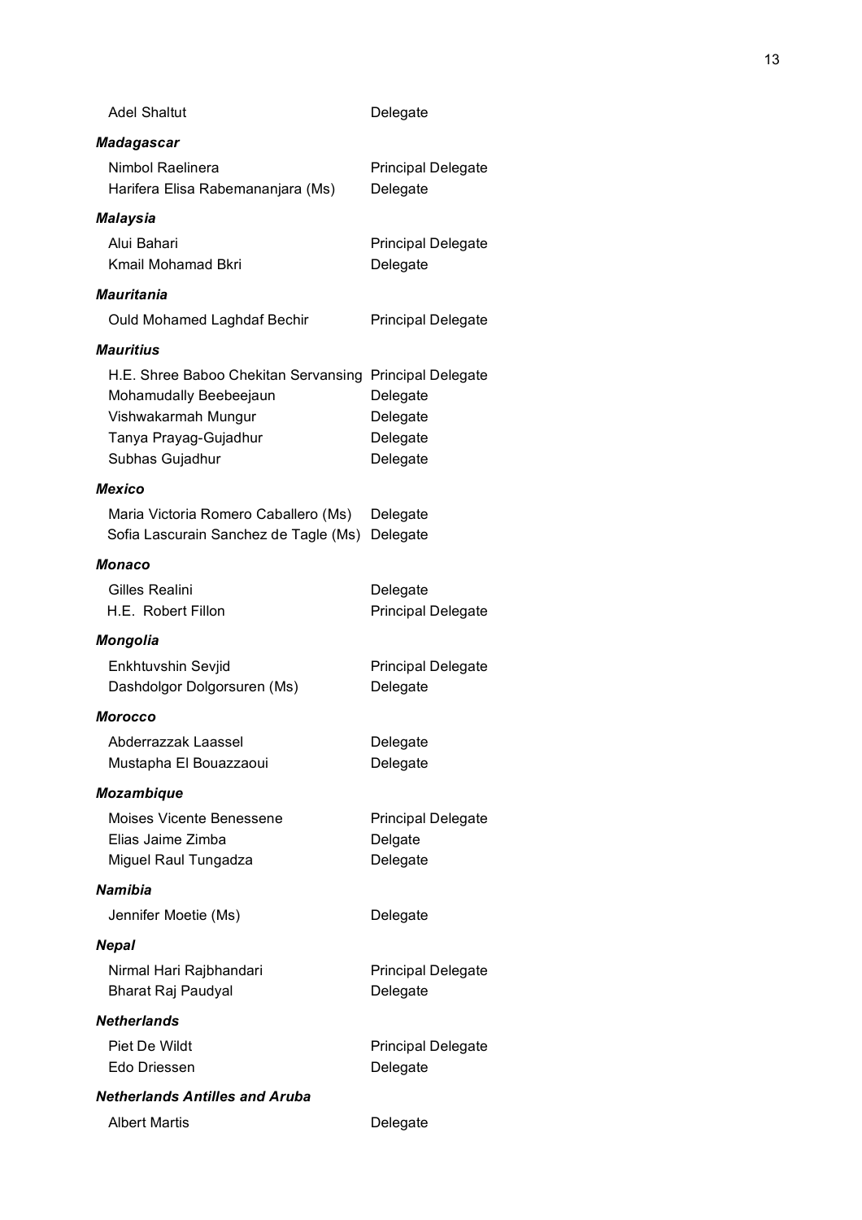| | |
|---|---|
| Adel Shaltut | Delegate |

***Madagascar***

| | |
|---|---|
| Nimbol Raelinera | Principal Delegate |
| Harifera Elisa Rabemananjara (Ms) | Delegate |

***Malaysia***

| | |
|---|---|
| Alui Bahari | Principal Delegate |
| Kmail Mohamad Bkri | Delegate |

***Mauritania***

| | |
|---|---|
| Ould Mohamed Laghdaf Bechir | Principal Delegate |

***Mauritius***

| | |
|---|---|
| H.E. Shree Baboo Chekitan Servansing | Principal Delegate |
| Mohamudally Beebeejaun | Delegate |
| Vishwakarmah Mungur | Delegate |
| Tanya Prayag-Gujadhur | Delegate |
| Subhas Gujadhur | Delegate |

***Mexico***

| | |
|---|---|
| Maria Victoria Romero Caballero (Ms) | Delegate |
| Sofia Lascurain Sanchez de Tagle (Ms) | Delegate |

***Monaco***

| | |
|---|---|
| Gilles Realini | Delegate |
| H.E. Robert Fillon | Principal Delegate |

***Mongolia***

| | |
|---|---|
| Enkhtuvshin Sevjid | Principal Delegate |
| Dashdolgor Dolgorsuren (Ms) | Delegate |

***Morocco***

| | |
|---|---|
| Abderrazzak Laassel | Delegate |
| Mustapha El Bouazzaoui | Delegate |

***Mozambique***

| | |
|---|---|
| Moises Vicente Benessene | Principal Delegate |
| Elias Jaime Zimba | Delgate |
| Miguel Raul Tungadza | Delegate |

***Namibia***

| | |
|---|---|
| Jennifer Moetie (Ms) | Delegate |

***Nepal***

| | |
|---|---|
| Nirmal Hari Rajbhandari | Principal Delegate |
| Bharat Raj Paudyal | Delegate |

***Netherlands***

| | |
|---|---|
| Piet De Wildt | Principal Delegate |
| Edo Driessen | Delegate |

***Netherlands Antilles and Aruba***

| | |
|---|---|
| Albert Martis | Delegate |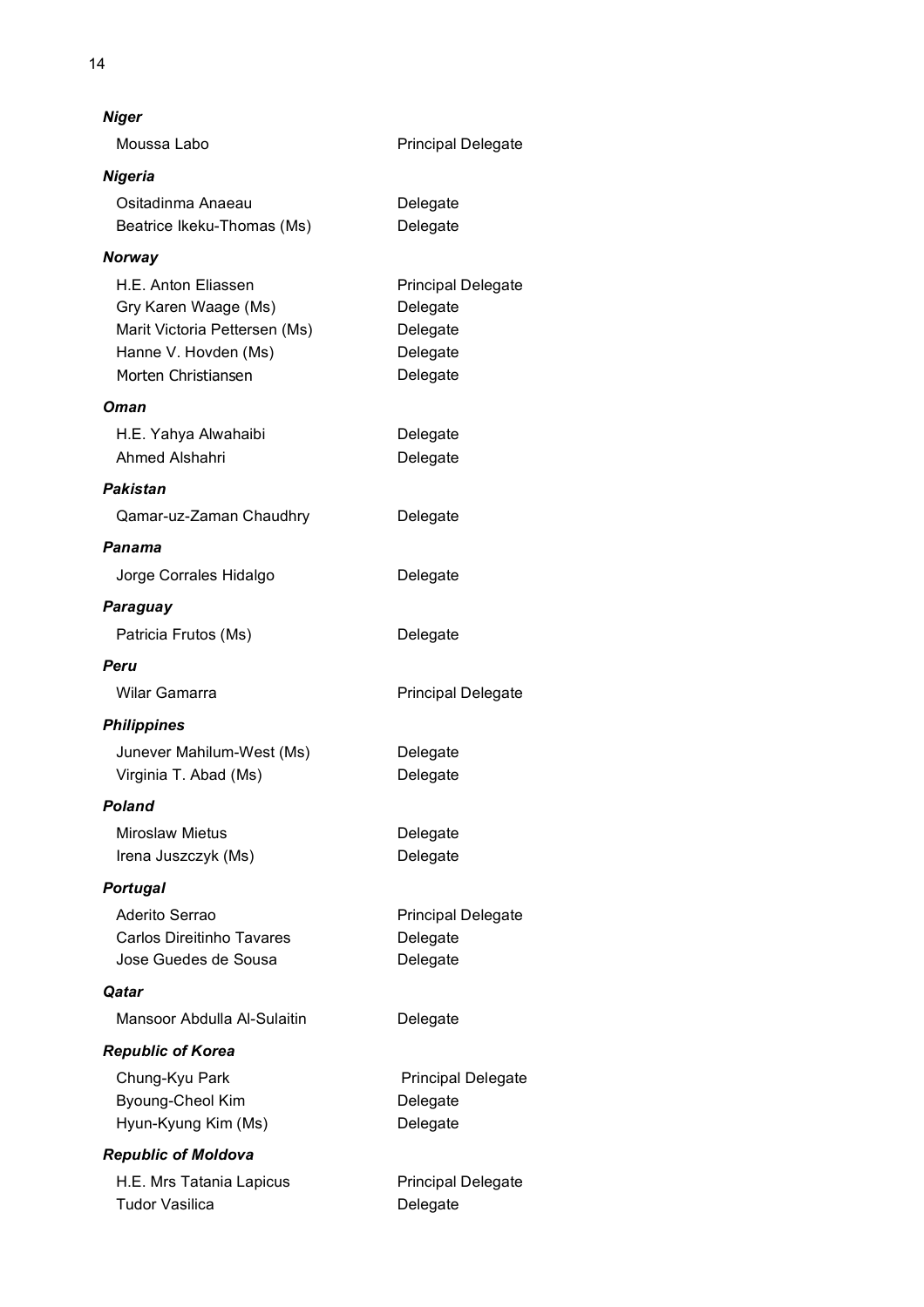***Niger***

| | |
|---|---|
| Moussa Labo | Principal Delegate |

***Nigeria***

| | |
|---|---|
| Ositadinma Anaeau | Delegate |
| Beatrice Ikeku-Thomas (Ms) | Delegate |

***Norway***

| | |
|---|---|
| H.E. Anton Eliassen | Principal Delegate |
| Gry Karen Waage (Ms) | Delegate |
| Marit Victoria Pettersen (Ms) | Delegate |
| Hanne V. Hovden (Ms) | Delegate |
| Morten Christiansen | Delegate |

***Oman***

| | |
|---|---|
| H.E. Yahya Alwahaibi | Delegate |
| Ahmed Alshahri | Delegate |

***Pakistan***

| | |
|---|---|
| Qamar-uz-Zaman Chaudhry | Delegate |

***Panama***

| | |
|---|---|
| Jorge Corrales Hidalgo | Delegate |

***Paraguay***

| | |
|---|---|
| Patricia Frutos (Ms) | Delegate |

***Peru***

| | |
|---|---|
| Wilar Gamarra | Principal Delegate |

***Philippines***

| | |
|---|---|
| Junever Mahilum-West (Ms) | Delegate |
| Virginia T. Abad (Ms) | Delegate |

***Poland***

| | |
|---|---|
| Miroslaw Mietus | Delegate |
| Irena Juszczyk (Ms) | Delegate |

***Portugal***

| | |
|---|---|
| Aderito Serrao | Principal Delegate |
| Carlos Direitinho Tavares | Delegate |
| Jose Guedes de Sousa | Delegate |

***Qatar***

| | |
|---|---|
| Mansoor Abdulla Al-Sulaitin | Delegate |

***Republic of Korea***

| | |
|---|---|
| Chung-Kyu Park | Principal Delegate |
| Byoung-Cheol Kim | Delegate |
| Hyun-Kyung Kim (Ms) | Delegate |

***Republic of Moldova***

| | |
|---|---|
| H.E. Mrs Tatania Lapicus | Principal Delegate |
| Tudor Vasilica | Delegate |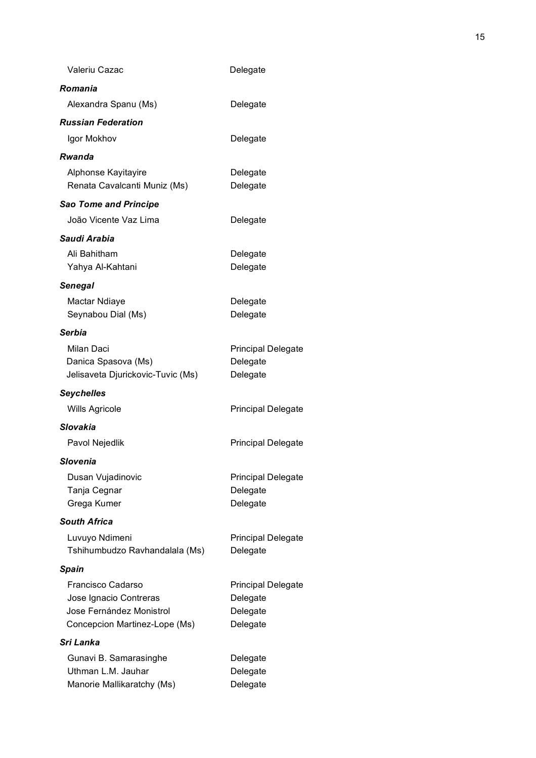Valeriu Cazac | Delegate

***Romania***

Alexandra Spanu (Ms) | Delegate

***Russian Federation***

Igor Mokhov | Delegate

***Rwanda***

Alphonse Kayitayire | Delegate
Renata Cavalcanti Muniz (Ms) | Delegate

***Sao Tome and Principe***

João Vicente Vaz Lima | Delegate

***Saudi Arabia***

Ali Bahitham | Delegate
Yahya Al-Kahtani | Delegate

***Senegal***

Mactar Ndiaye | Delegate
Seynabou Dial (Ms) | Delegate

***Serbia***

Milan Daci | Principal Delegate
Danica Spasova (Ms) | Delegate
Jelisaveta Djurickovic-Tuvic (Ms) | Delegate

***Seychelles***

Wills Agricole | Principal Delegate

***Slovakia***

Pavol Nejedlik | Principal Delegate

***Slovenia***

Dusan Vujadinovic | Principal Delegate
Tanja Cegnar | Delegate
Grega Kumer | Delegate

***South Africa***

Luvuyo Ndimeni | Principal Delegate
Tshihumbudzo Ravhandalala (Ms) | Delegate

***Spain***

Francisco Cadarso | Principal Delegate
Jose Ignacio Contreras | Delegate
Jose Fernández Monistrol | Delegate
Concepcion Martinez-Lope (Ms) | Delegate

***Sri Lanka***

Gunavi B. Samarasinghe | Delegate
Uthman L.M. Jauhar | Delegate
Manorie Mallikaratchy (Ms) | Delegate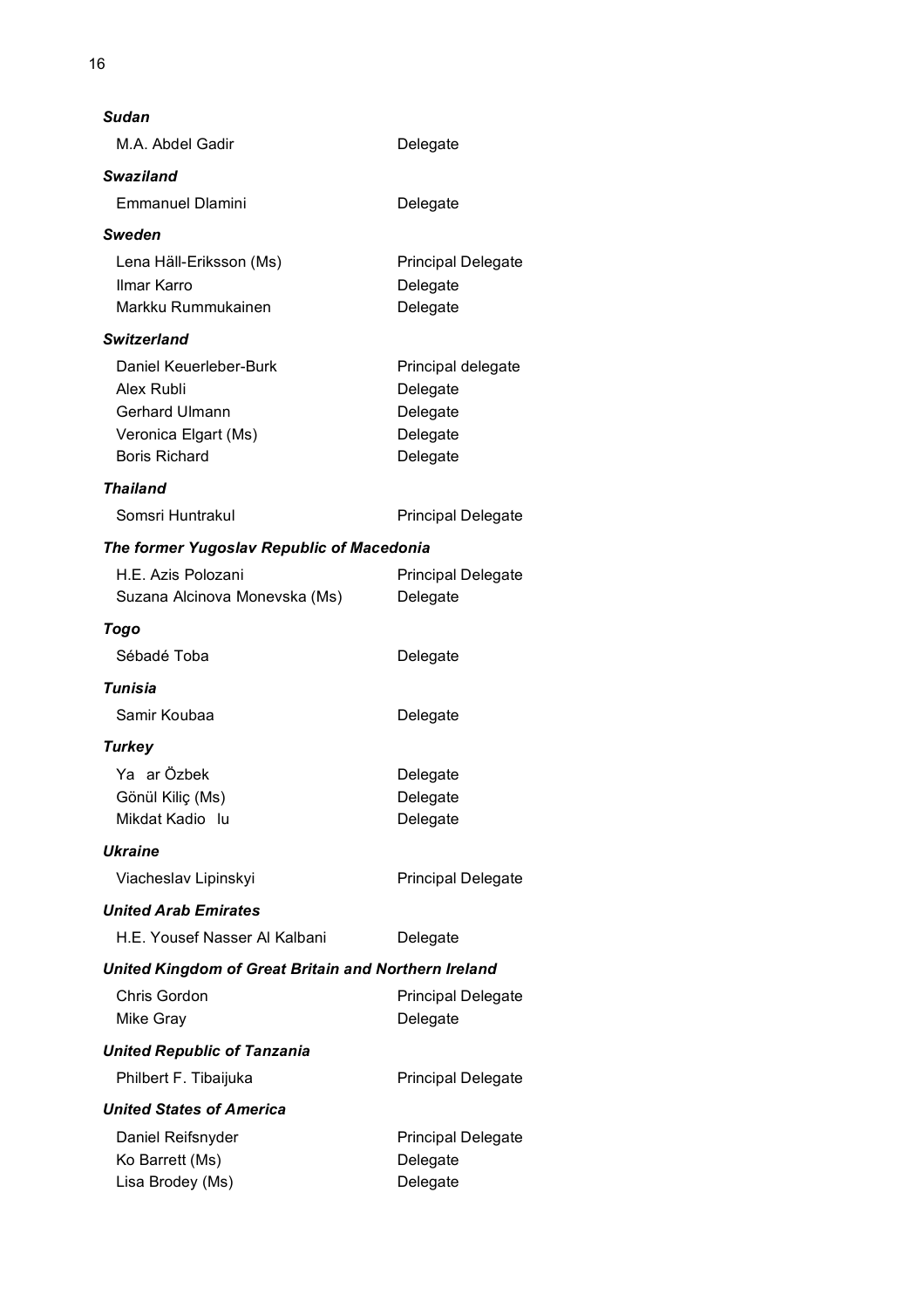***Sudan***

| | |
|---|---|
| M.A. Abdel Gadir | Delegate |

***Swaziland***

| | |
|---|---|
| Emmanuel Dlamini | Delegate |

***Sweden***

| | |
|---|---|
| Lena Häll-Eriksson (Ms) | Principal Delegate |
| Ilmar Karro | Delegate |
| Markku Rummukainen | Delegate |

***Switzerland***

| | |
|---|---|
| Daniel Keuerleber-Burk | Principal delegate |
| Alex Rubli | Delegate |
| Gerhard Ulmann | Delegate |
| Veronica Elgart (Ms) | Delegate |
| Boris Richard | Delegate |

***Thailand***

| | |
|---|---|
| Somsri Huntrakul | Principal Delegate |

***The former Yugoslav Republic of Macedonia***

| | |
|---|---|
| H.E. Azis Polozani | Principal Delegate |
| Suzana Alcinova Monevska (Ms) | Delegate |

***Togo***

| | |
|---|---|
| Sébadé Toba | Delegate |

***Tunisia***

| | |
|---|---|
| Samir Koubaa | Delegate |

***Turkey***

| | |
|---|---|
| Ya ar Özbek | Delegate |
| Gönül Kiliç (Ms) | Delegate |
| Mikdat Kadio lu | Delegate |

***Ukraine***

| | |
|---|---|
| Viacheslav Lipinskyi | Principal Delegate |

***United Arab Emirates***

| | |
|---|---|
| H.E. Yousef Nasser Al Kalbani | Delegate |

***United Kingdom of Great Britain and Northern Ireland***

| | |
|---|---|
| Chris Gordon | Principal Delegate |
| Mike Gray | Delegate |

***United Republic of Tanzania***

| | |
|---|---|
| Philbert F. Tibaijuka | Principal Delegate |

***United States of America***

| | |
|---|---|
| Daniel Reifsnyder | Principal Delegate |
| Ko Barrett (Ms) | Delegate |
| Lisa Brodey (Ms) | Delegate |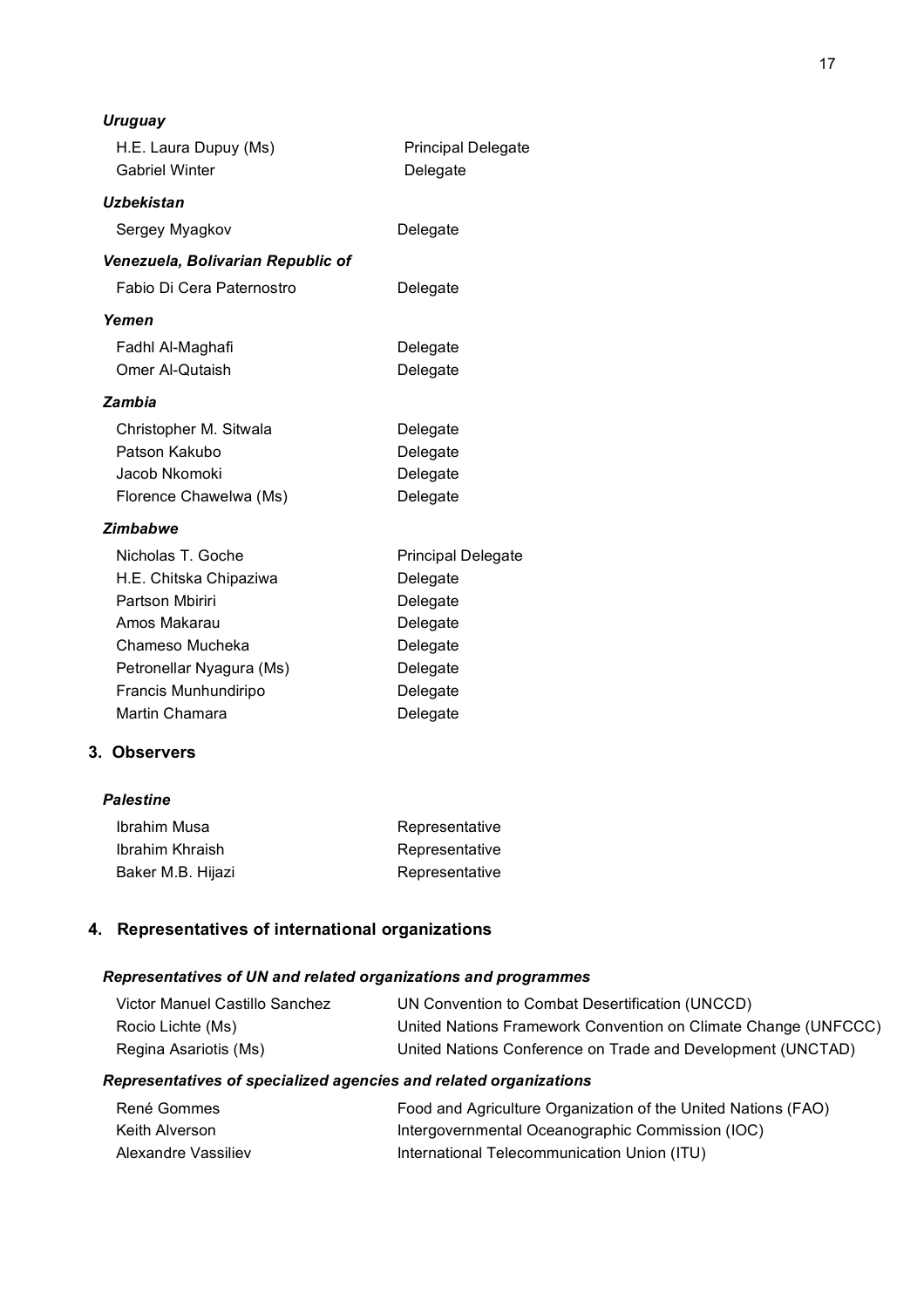*Uruguay*

| | |
|---|---|
| H.E. Laura Dupuy (Ms) | Principal Delegate |
| Gabriel Winter | Delegate |

*Uzbekistan*

| | |
|---|---|
| Sergey Myagkov | Delegate |

*Venezuela, Bolivarian Republic of*

| | |
|---|---|
| Fabio Di Cera Paternostro | Delegate |

*Yemen*

| | |
|---|---|
| Fadhl Al-Maghafi | Delegate |
| Omer Al-Qutaish | Delegate |

*Zambia*

| | |
|---|---|
| Christopher M. Sitwala | Delegate |
| Patson Kakubo | Delegate |
| Jacob Nkomoki | Delegate |
| Florence Chawelwa (Ms) | Delegate |

*Zimbabwe*

| | |
|---|---|
| Nicholas T. Goche | Principal Delegate |
| H.E. Chitska Chipaziwa | Delegate |
| Partson Mbiriri | Delegate |
| Amos Makarau | Delegate |
| Chameso Mucheka | Delegate |
| Petronellar Nyagura (Ms) | Delegate |
| Francis Munhundiripo | Delegate |
| Martin Chamara | Delegate |

## 3. Observers

*Palestine*

| | |
|---|---|
| Ibrahim Musa | Representative |
| Ibrahim Khraish | Representative |
| Baker M.B. Hijazi | Representative |

## 4. Representatives of international organizations

***Representatives of UN and related organizations and programmes***

| | |
|---|---|
| Victor Manuel Castillo Sanchez | UN Convention to Combat Desertification (UNCCD) |
| Rocio Lichte (Ms) | United Nations Framework Convention on Climate Change (UNFCCC) |
| Regina Asariotis (Ms) | United Nations Conference on Trade and Development (UNCTAD) |

***Representatives of specialized agencies and related organizations***

| | |
|---|---|
| René Gommes | Food and Agriculture Organization of the United Nations (FAO) |
| Keith Alverson | Intergovernmental Oceanographic Commission (IOC) |
| Alexandre Vassiliev | International Telecommunication Union (ITU) |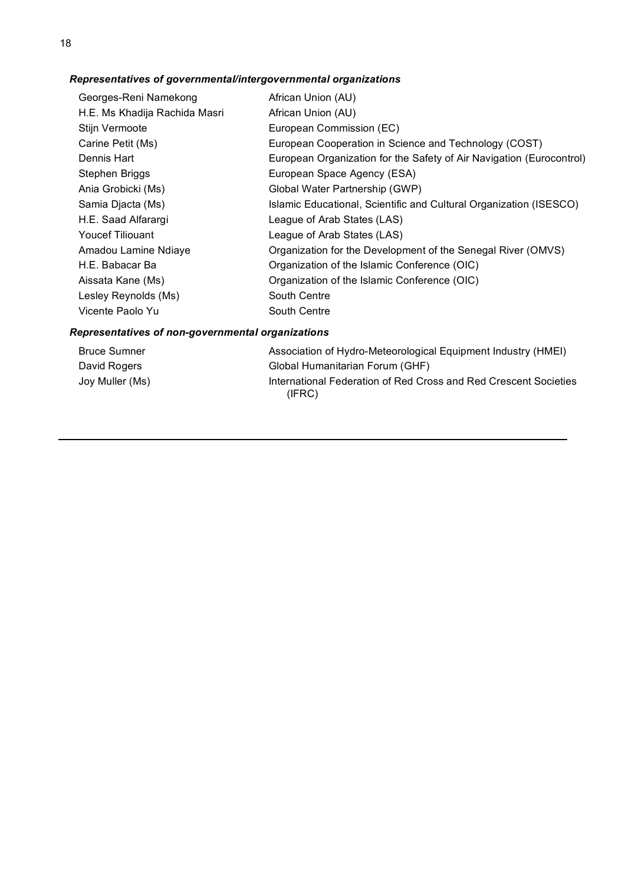***Representatives of governmental/intergovernmental organizations***

| | |
|---|---|
| Georges-Reni Namekong | African Union (AU) |
| H.E. Ms Khadija Rachida Masri | African Union (AU) |
| Stijn Vermoote | European Commission (EC) |
| Carine Petit (Ms) | European Cooperation in Science and Technology (COST) |
| Dennis Hart | European Organization for the Safety of Air Navigation (Eurocontrol) |
| Stephen Briggs | European Space Agency (ESA) |
| Ania Grobicki (Ms) | Global Water Partnership (GWP) |
| Samia Djacta (Ms) | Islamic Educational, Scientific and Cultural Organization (ISESCO) |
| H.E. Saad Alfarargi | League of Arab States (LAS) |
| Youcef Tiliouant | League of Arab States (LAS) |
| Amadou Lamine Ndiaye | Organization for the Development of the Senegal River (OMVS) |
| H.E. Babacar Ba | Organization of the Islamic Conference (OIC) |
| Aissata Kane (Ms) | Organization of the Islamic Conference (OIC) |
| Lesley Reynolds (Ms) | South Centre |
| Vicente Paolo Yu | South Centre |

***Representatives of non-governmental organizations***

| | |
|---|---|
| Bruce Sumner | Association of Hydro-Meteorological Equipment Industry (HMEI) |
| David Rogers | Global Humanitarian Forum (GHF) |
| Joy Muller (Ms) | International Federation of Red Cross and Red Crescent Societies (IFRC) |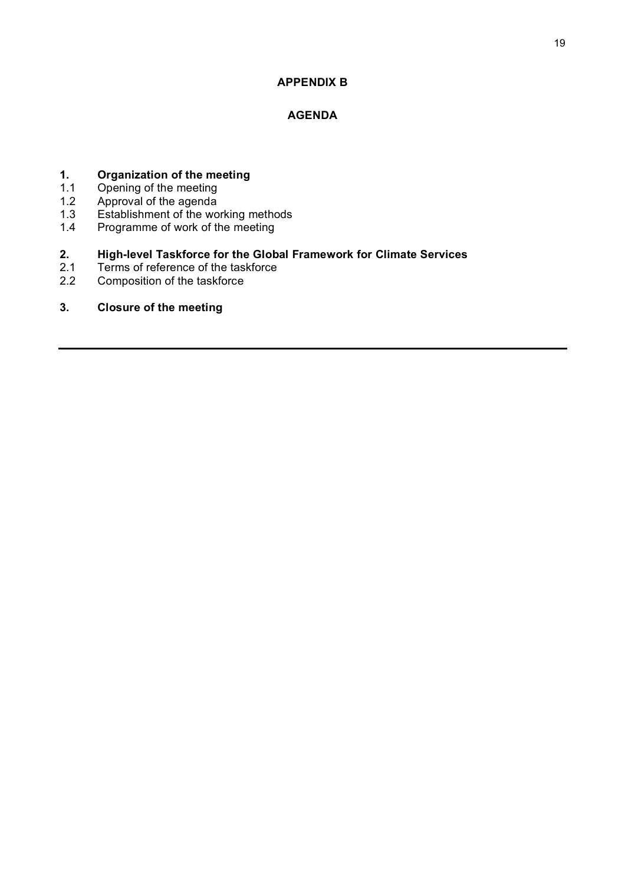# APPENDIX B

## AGENDA

**1. Organization of the meeting**

1.1 Opening of the meeting
1.2 Approval of the agenda
1.3 Establishment of the working methods
1.4 Programme of work of the meeting

**2. High-level Taskforce for the Global Framework for Climate Services**

2.1 Terms of reference of the taskforce
2.2 Composition of the taskforce

**3. Closure of the meeting**

---